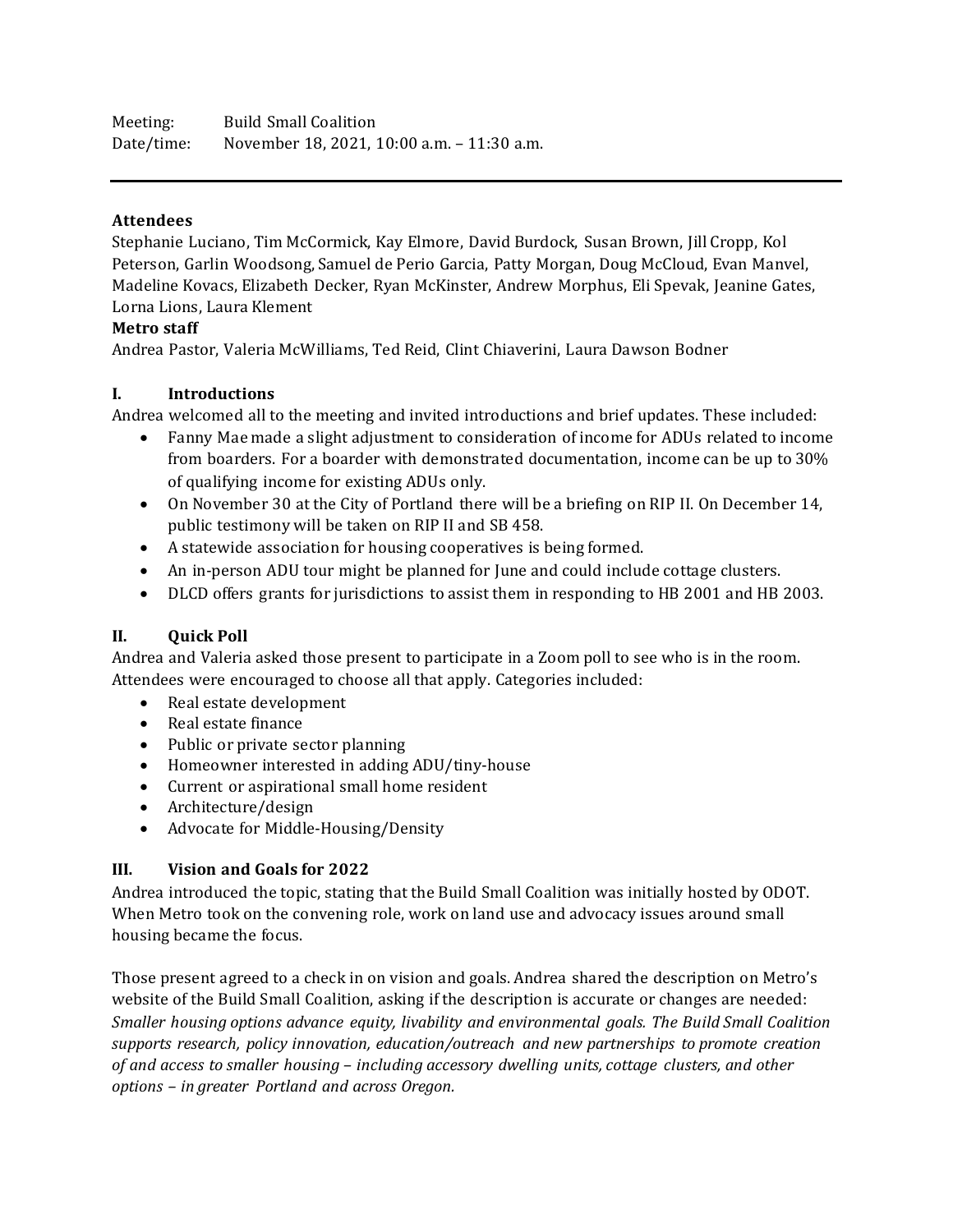Meeting: Build Small Coalition
Date/time: November 18, 2021, 10:00 a.m. – 11:30 a.m.

---

**Attendees**

Stephanie Luciano, Tim McCormick, Kay Elmore, David Burdock, Susan Brown, Jill Cropp, Kol Peterson, Garlin Woodsong, Samuel de Perio Garcia, Patty Morgan, Doug McCloud, Evan Manvel, Madeline Kovacs, Elizabeth Decker, Ryan McKinster, Andrew Morphus, Eli Spevak, Jeanine Gates, Lorna Lions, Laura Klement

**Metro staff**

Andrea Pastor, Valeria McWilliams, Ted Reid, Clint Chiaverini, Laura Dawson Bodner

## I. Introductions

Andrea welcomed all to the meeting and invited introductions and brief updates. These included:

- Fanny Mae made a slight adjustment to consideration of income for ADUs related to income from boarders. For a boarder with demonstrated documentation, income can be up to 30% of qualifying income for existing ADUs only.
- On November 30 at the City of Portland there will be a briefing on RIP II. On December 14, public testimony will be taken on RIP II and SB 458.
- A statewide association for housing cooperatives is being formed.
- An in-person ADU tour might be planned for June and could include cottage clusters.
- DLCD offers grants for jurisdictions to assist them in responding to HB 2001 and HB 2003.

## II. Quick Poll

Andrea and Valeria asked those present to participate in a Zoom poll to see who is in the room. Attendees were encouraged to choose all that apply. Categories included:

- Real estate development
- Real estate finance
- Public or private sector planning
- Homeowner interested in adding ADU/tiny-house
- Current or aspirational small home resident
- Architecture/design
- Advocate for Middle-Housing/Density

## III. Vision and Goals for 2022

Andrea introduced the topic, stating that the Build Small Coalition was initially hosted by ODOT. When Metro took on the convening role, work on land use and advocacy issues around small housing became the focus.

Those present agreed to a check in on vision and goals. Andrea shared the description on Metro's website of the Build Small Coalition, asking if the description is accurate or changes are needed: *Smaller housing options advance equity, livability and environmental goals. The Build Small Coalition supports research, policy innovation, education/outreach and new partnerships to promote creation of and access to smaller housing – including accessory dwelling units, cottage clusters, and other options – in greater Portland and across Oregon.*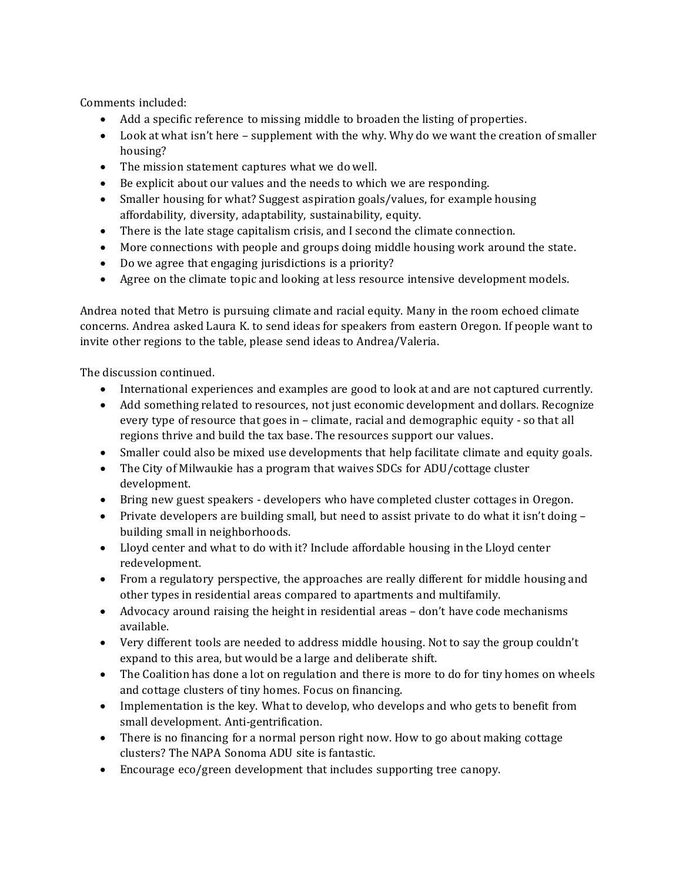Comments included:

- Add a specific reference to missing middle to broaden the listing of properties.
- Look at what isn't here – supplement with the why. Why do we want the creation of smaller housing?
- The mission statement captures what we do well.
- Be explicit about our values and the needs to which we are responding.
- Smaller housing for what? Suggest aspiration goals/values, for example housing affordability, diversity, adaptability, sustainability, equity.
- There is the late stage capitalism crisis, and I second the climate connection.
- More connections with people and groups doing middle housing work around the state.
- Do we agree that engaging jurisdictions is a priority?
- Agree on the climate topic and looking at less resource intensive development models.

Andrea noted that Metro is pursuing climate and racial equity. Many in the room echoed climate concerns. Andrea asked Laura K. to send ideas for speakers from eastern Oregon. If people want to invite other regions to the table, please send ideas to Andrea/Valeria.

The discussion continued.

- International experiences and examples are good to look at and are not captured currently.
- Add something related to resources, not just economic development and dollars. Recognize every type of resource that goes in – climate, racial and demographic equity - so that all regions thrive and build the tax base. The resources support our values.
- Smaller could also be mixed use developments that help facilitate climate and equity goals.
- The City of Milwaukie has a program that waives SDCs for ADU/cottage cluster development.
- Bring new guest speakers - developers who have completed cluster cottages in Oregon.
- Private developers are building small, but need to assist private to do what it isn't doing – building small in neighborhoods.
- Lloyd center and what to do with it? Include affordable housing in the Lloyd center redevelopment.
- From a regulatory perspective, the approaches are really different for middle housing and other types in residential areas compared to apartments and multifamily.
- Advocacy around raising the height in residential areas – don't have code mechanisms available.
- Very different tools are needed to address middle housing. Not to say the group couldn't expand to this area, but would be a large and deliberate shift.
- The Coalition has done a lot on regulation and there is more to do for tiny homes on wheels and cottage clusters of tiny homes. Focus on financing.
- Implementation is the key. What to develop, who develops and who gets to benefit from small development. Anti-gentrification.
- There is no financing for a normal person right now. How to go about making cottage clusters? The NAPA Sonoma ADU site is fantastic.
- Encourage eco/green development that includes supporting tree canopy.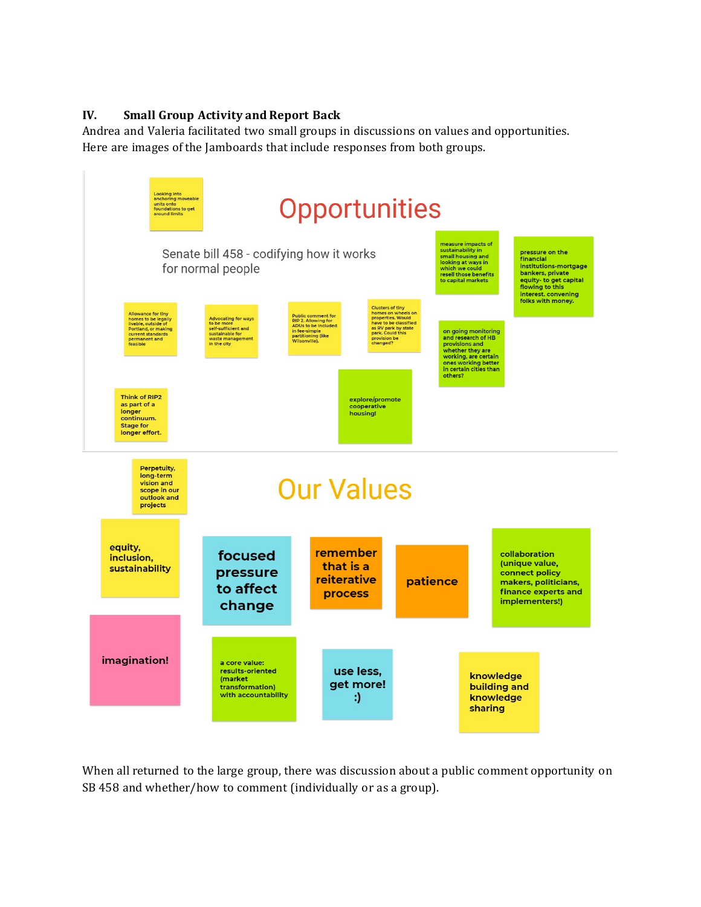## IV. Small Group Activity and Report Back

Andrea and Valeria facilitated two small groups in discussions on values and opportunities. Here are images of the Jamboards that include responses from both groups.

Opportunities

Looking into anchoring moveable units onto foundations to get around limits

Senate bill 458 - codifying how it works for normal people

measure impacts of sustainability in small housing and looking at ways in which we could resell those benefits to capital markets

pressure on the financial institutions-mortgage bankers, private equity- to get capital flowing to this interest. convening folks with money.

Allowance for tiny homes to be legally livable, outside of Portland, or making current standards permanent and feasible

Advocating for ways to be more self-sufficient and sustainable for waste management in the city

Public comment for RIP 2. Allowing for ADUs to be included in fee-simple partitioning (like Wilsonville).

Clusters of tiny homes on wheels on properties. Would have to be classified as RV park by state park. Could this provision be changed?

on going monitoring and research of HB provisions and whether they are working, are certain ones working better in certain cities than others?

Think of RIP2 as part of a longer continuum. Stage for longer effort.

explore/promote cooperative housing!

Our Values

Perpetuity, long-term vision and scope in our outlook and projects

equity, inclusion, sustainability

focused pressure to affect change

remember that is a reiterative process

patience

collaboration (unique value, connect policy makers, politicians, finance experts and implementers!)

imagination!

a core value: results-oriented (market transformation) with accountability

use less, get more! :)

knowledge building and knowledge sharing

When all returned to the large group, there was discussion about a public comment opportunity on SB 458 and whether/how to comment (individually or as a group).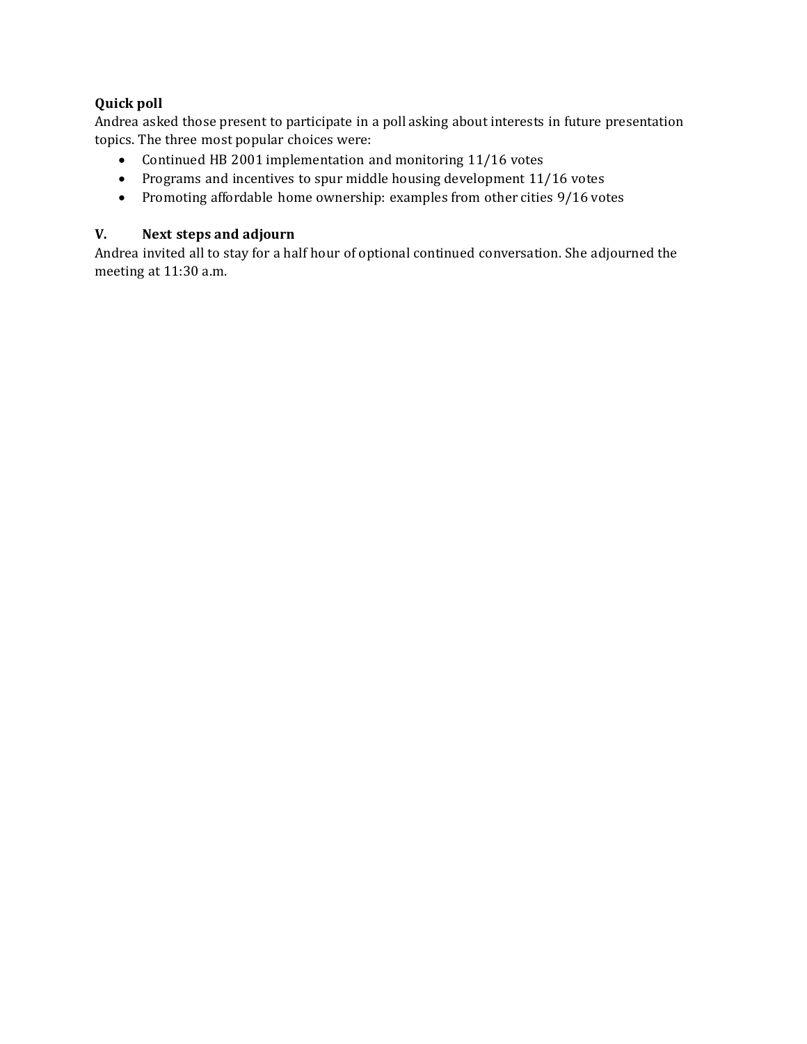**Quick poll**

Andrea asked those present to participate in a poll asking about interests in future presentation topics. The three most popular choices were:

- Continued HB 2001 implementation and monitoring 11/16 votes
- Programs and incentives to spur middle housing development 11/16 votes
- Promoting affordable home ownership: examples from other cities 9/16 votes

## V. Next steps and adjourn

Andrea invited all to stay for a half hour of optional continued conversation. She adjourned the meeting at 11:30 a.m.